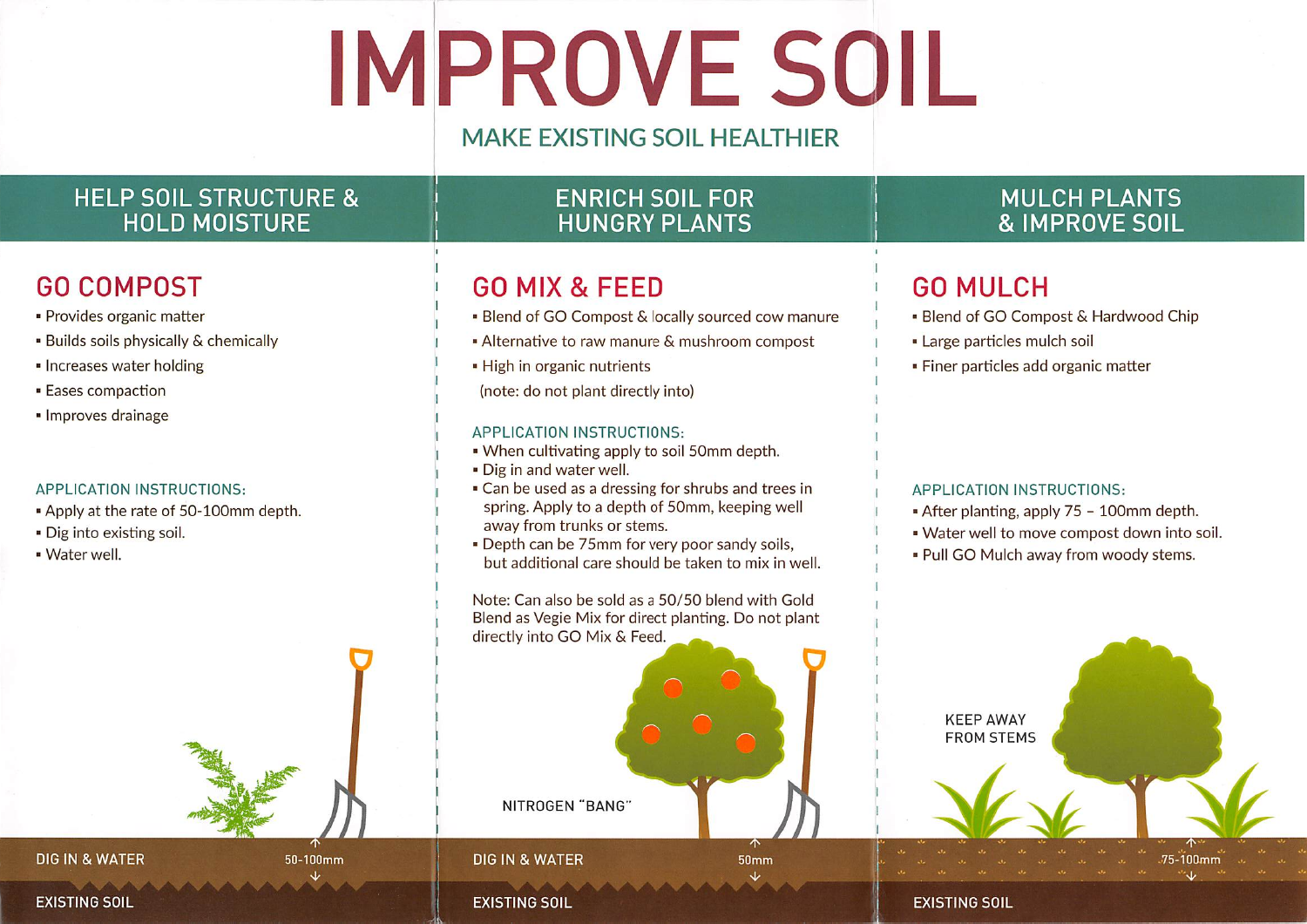# IMPROVE SOIL

## MAKE EXISTING SOIL HEALTHIER

## HELP SOIL STRUCTURE & HOLD MOISTURE

### GO COMPOST

- Provides organic matter
- Builds soils physically & chemically
- Increases water holding
- Eases compaction
- Improves drainage

APPLICATION INSTRUCTIONS:

- Apply at the rate of 50-100mm depth.
- Dig into existing soil.
- Water well.

DIG IN & WATER — 50-100mm

EXISTING SOIL

## ENRICH SOIL FOR HUNGRY PLANTS

### GO MIX & FEED

- Blend of GO Compost & locally sourced cow manure
- Alternative to raw manure & mushroom compost
- High in organic nutrients

(note: do not plant directly into)

APPLICATION INSTRUCTIONS:

- When cultivating apply to soil 50mm depth.
- Dig in and water well.
- Can be used as a dressing for shrubs and trees in spring. Apply to a depth of 50mm, keeping well away from trunks or stems.
- Depth can be 75mm for very poor sandy soils, but additional care should be taken to mix in well.

Note: Can also be sold as a 50/50 blend with Gold Blend as Vegie Mix for direct planting. Do not plant directly into GO Mix & Feed.

NITROGEN "BANG"

DIG IN & WATER — 50mm

EXISTING SOIL

## MULCH PLANTS & IMPROVE SOIL

### GO MULCH

- Blend of GO Compost & Hardwood Chip
- Large particles mulch soil
- Finer particles add organic matter

APPLICATION INSTRUCTIONS:

- After planting, apply 75 – 100mm depth.
- Water well to move compost down into soil.
- Pull GO Mulch away from woody stems.

KEEP AWAY FROM STEMS

75-100mm

EXISTING SOIL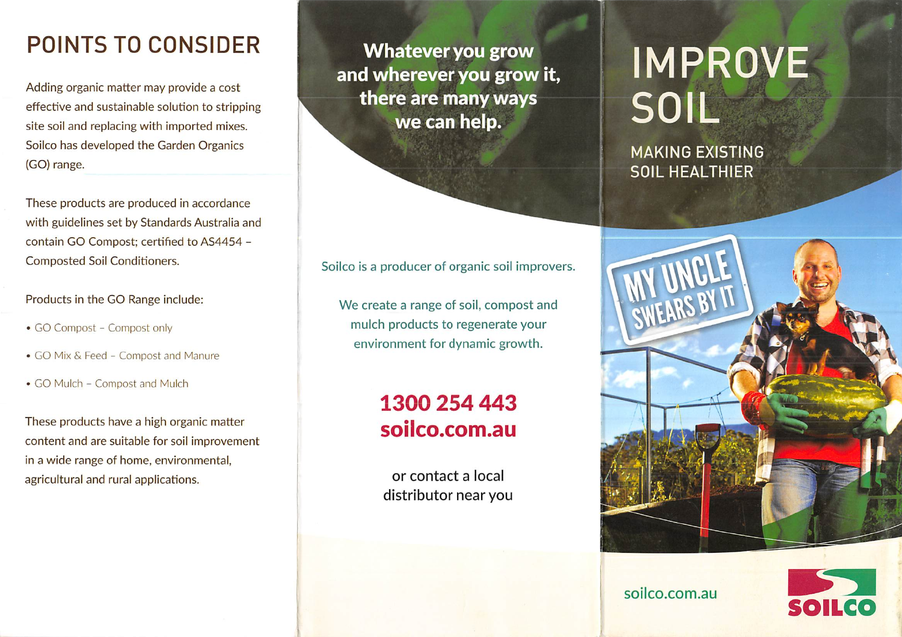## POINTS TO CONSIDER

Adding organic matter may provide a cost effective and sustainable solution to stripping site soil and replacing with imported mixes. Soilco has developed the Garden Organics (GO) range.

These products are produced in accordance with guidelines set by Standards Australia and contain GO Compost; certified to AS4454 – Composted Soil Conditioners.

Products in the GO Range include:

- GO Compost – Compost only
- GO Mix & Feed – Compost and Manure
- GO Mulch – Compost and Mulch

These products have a high organic matter content and are suitable for soil improvement in a wide range of home, environmental, agricultural and rural applications.

**Whatever you grow and wherever you grow it, there are many ways we can help.**

Soilco is a producer of organic soil improvers.

We create a range of soil, compost and mulch products to regenerate your environment for dynamic growth.

**1300 254 443**
**soilco.com.au**

or contact a local distributor near you

# IMPROVE SOIL

## MAKING EXISTING SOIL HEALTHIER

MY UNCLE SWEARS BY IT

soilco.com.au

SOILCO